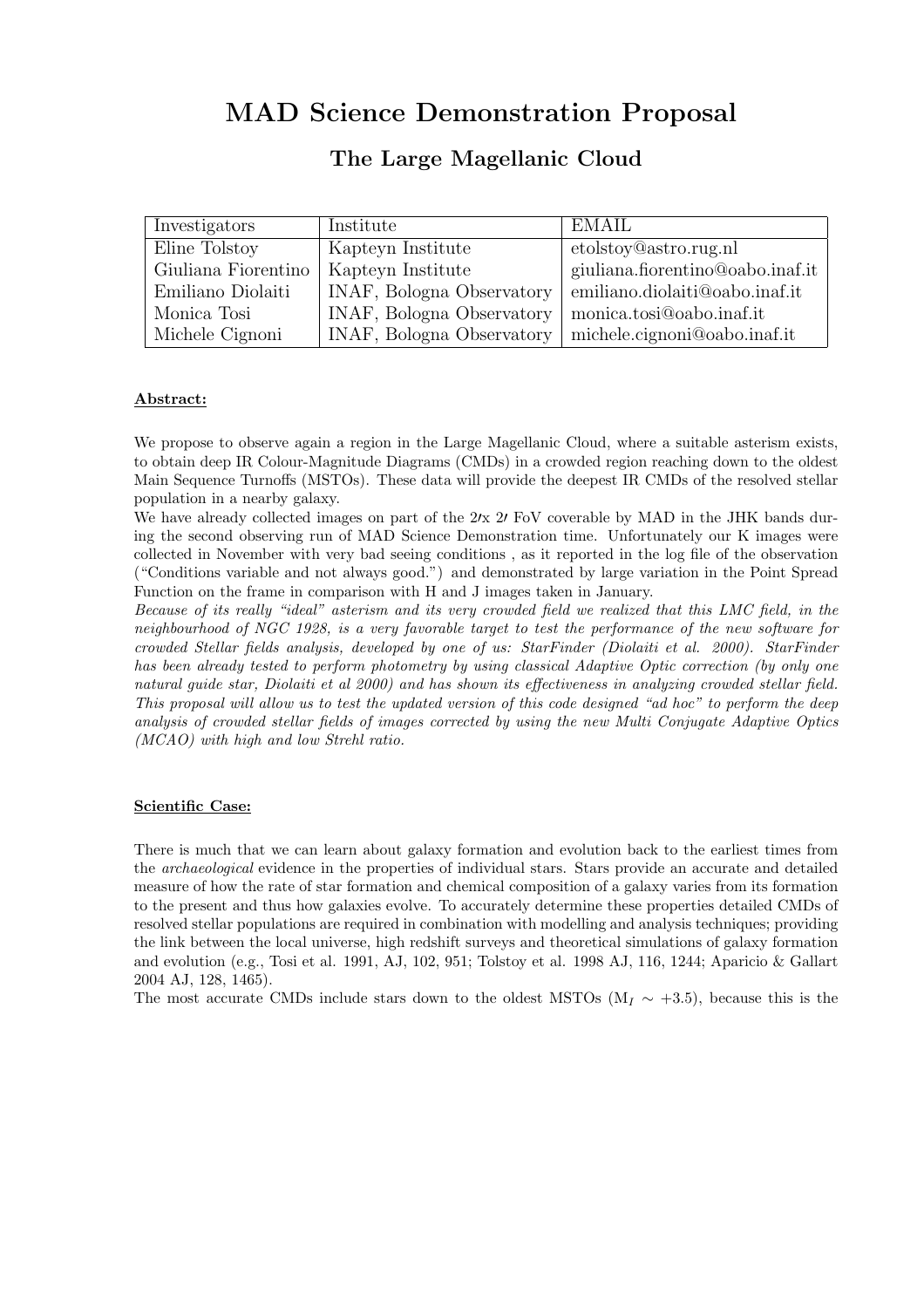# MAD Science Demonstration Proposal

## The Large Magellanic Cloud

| Investigators | Institute | EMAIL |
|---|---|---|
| Eline Tolstoy | Kapteyn Institute | etolstoy@astro.rug.nl |
| Giuliana Fiorentino | Kapteyn Institute | giuliana.fiorentino@oabo.inaf.it |
| Emiliano Diolaiti | INAF, Bologna Observatory | emiliano.diolaiti@oabo.inaf.it |
| Monica Tosi | INAF, Bologna Observatory | monica.tosi@oabo.inaf.it |
| Michele Cignoni | INAF, Bologna Observatory | michele.cignoni@oabo.inaf.it |

**Abstract:**

We propose to observe again a region in the Large Magellanic Cloud, where a suitable asterism exists, to obtain deep IR Colour-Magnitude Diagrams (CMDs) in a crowded region reaching down to the oldest Main Sequence Turnoffs (MSTOs). These data will provide the deepest IR CMDs of the resolved stellar population in a nearby galaxy.

We have already collected images on part of the 2′x 2′ FoV coverable by MAD in the JHK bands during the second observing run of MAD Science Demonstration time. Unfortunately our K images were collected in November with very bad seeing conditions , as it reported in the log file of the observation ("Conditions variable and not always good.") and demonstrated by large variation in the Point Spread Function on the frame in comparison with H and J images taken in January.

*Because of its really "ideal" asterism and its very crowded field we realized that this LMC field, in the neighbourhood of NGC 1928, is a very favorable target to test the performance of the new software for crowded Stellar fields analysis, developed by one of us: StarFinder (Diolaiti et al. 2000). StarFinder has been already tested to perform photometry by using classical Adaptive Optic correction (by only one natural guide star, Diolaiti et al 2000) and has shown its effectiveness in analyzing crowded stellar field. This proposal will allow us to test the updated version of this code designed "ad hoc" to perform the deep analysis of crowded stellar fields of images corrected by using the new Multi Conjugate Adaptive Optics (MCAO) with high and low Strehl ratio.*

**Scientific Case:**

There is much that we can learn about galaxy formation and evolution back to the earliest times from the *archaeological* evidence in the properties of individual stars. Stars provide an accurate and detailed measure of how the rate of star formation and chemical composition of a galaxy varies from its formation to the present and thus how galaxies evolve. To accurately determine these properties detailed CMDs of resolved stellar populations are required in combination with modelling and analysis techniques; providing the link between the local universe, high redshift surveys and theoretical simulations of galaxy formation and evolution (e.g., Tosi et al. 1991, AJ, 102, 951; Tolstoy et al. 1998 AJ, 116, 1244; Aparicio & Gallart 2004 AJ, 128, 1465).

The most accurate CMDs include stars down to the oldest MSTOs ($M_I \sim +3.5$), because this is the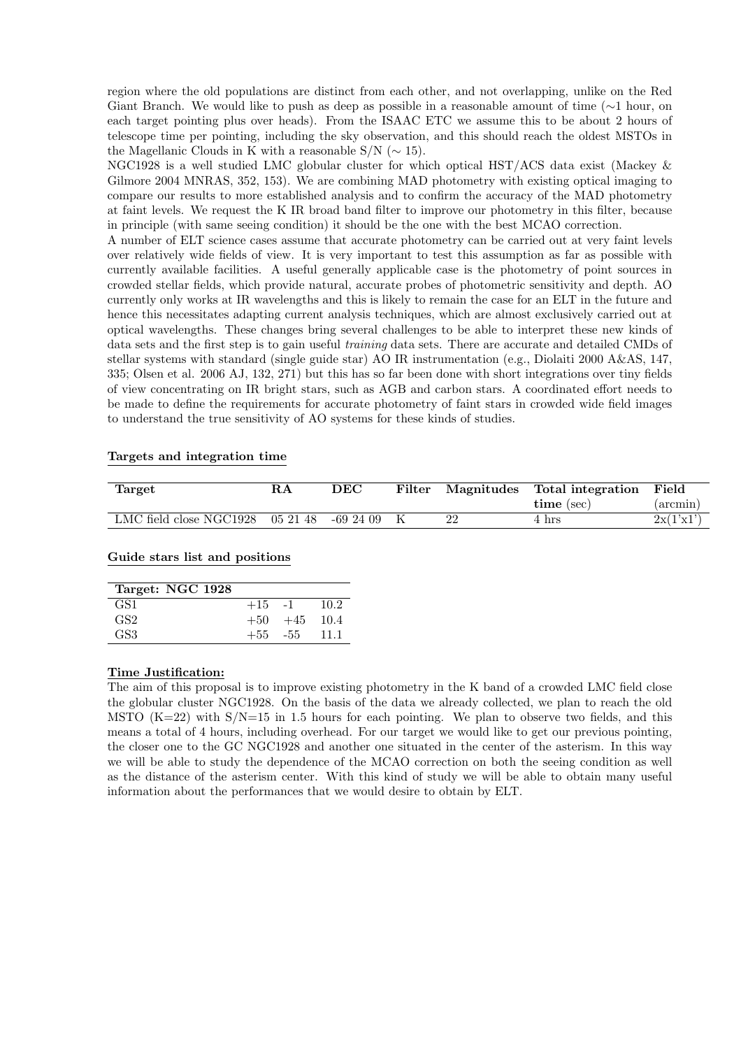region where the old populations are distinct from each other, and not overlapping, unlike on the Red Giant Branch. We would like to push as deep as possible in a reasonable amount of time (∼1 hour, on each target pointing plus over heads). From the ISAAC ETC we assume this to be about 2 hours of telescope time per pointing, including the sky observation, and this should reach the oldest MSTOs in the Magellanic Clouds in K with a reasonable S/N (∼ 15).

NGC1928 is a well studied LMC globular cluster for which optical HST/ACS data exist (Mackey & Gilmore 2004 MNRAS, 352, 153). We are combining MAD photometry with existing optical imaging to compare our results to more established analysis and to confirm the accuracy of the MAD photometry at faint levels. We request the K IR broad band filter to improve our photometry in this filter, because in principle (with same seeing condition) it should be the one with the best MCAO correction.

A number of ELT science cases assume that accurate photometry can be carried out at very faint levels over relatively wide fields of view. It is very important to test this assumption as far as possible with currently available facilities. A useful generally applicable case is the photometry of point sources in crowded stellar fields, which provide natural, accurate probes of photometric sensitivity and depth. AO currently only works at IR wavelengths and this is likely to remain the case for an ELT in the future and hence this necessitates adapting current analysis techniques, which are almost exclusively carried out at optical wavelengths. These changes bring several challenges to be able to interpret these new kinds of data sets and the first step is to gain useful *training* data sets. There are accurate and detailed CMDs of stellar systems with standard (single guide star) AO IR instrumentation (e.g., Diolaiti 2000 A&AS, 147, 335; Olsen et al. 2006 AJ, 132, 271) but this has so far been done with short integrations over tiny fields of view concentrating on IR bright stars, such as AGB and carbon stars. A coordinated effort needs to be made to define the requirements for accurate photometry of faint stars in crowded wide field images to understand the true sensitivity of AO systems for these kinds of studies.

**Targets and integration time**

| **Target** | **RA** | **DEC** | **Filter** | **Magnitudes** | **Total integration time** (sec) | **Field** (arcmin) |
|---|---|---|---|---|---|---|
| LMC field close NGC1928 | 05 21 48 | -69 24 09 | K | 22 | 4 hrs | 2x(1'x1') |

**Guide stars list and positions**

| **Target: NGC 1928** | | | |
|---|---|---|---|
| GS1 | +15 | -1 | 10.2 |
| GS2 | +50 | +45 | 10.4 |
| GS3 | +55 | -55 | 11.1 |

**Time Justification:**

The aim of this proposal is to improve existing photometry in the K band of a crowded LMC field close the globular cluster NGC1928. On the basis of the data we already collected, we plan to reach the old MSTO (K=22) with S/N=15 in 1.5 hours for each pointing. We plan to observe two fields, and this means a total of 4 hours, including overhead. For our target we would like to get our previous pointing, the closer one to the GC NGC1928 and another one situated in the center of the asterism. In this way we will be able to study the dependence of the MCAO correction on both the seeing condition as well as the distance of the asterism center. With this kind of study we will be able to obtain many useful information about the performances that we would desire to obtain by ELT.